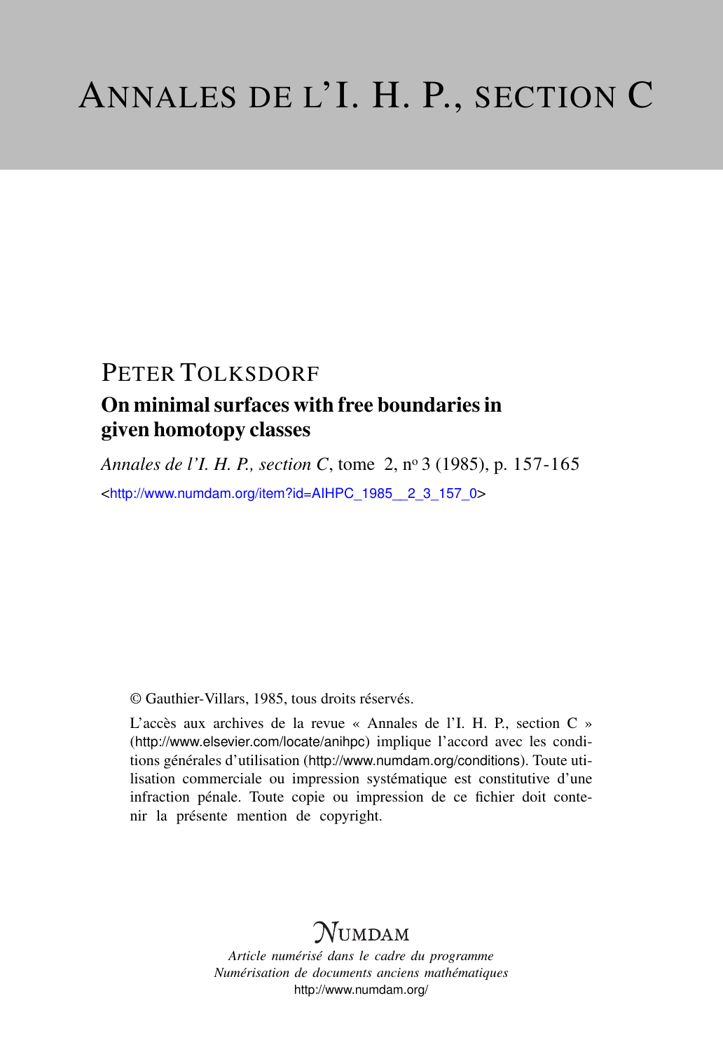# ANNALES DE L'I. H. P., SECTION C

## PETER TOLKSDORF

### On minimal surfaces with free boundaries in given homotopy classes

*Annales de l'I. H. P., section C*, tome 2, n° 3 (1985), p. 157-165

<http://www.numdam.org/item?id=AIHPC_1985__2_3_157_0>

© Gauthier-Villars, 1985, tous droits réservés.

L'accès aux archives de la revue « Annales de l'I. H. P., section C » (http://www.elsevier.com/locate/anihpc) implique l'accord avec les conditions générales d'utilisation (http://www.numdam.org/conditions). Toute utilisation commerciale ou impression systématique est constitutive d'une infraction pénale. Toute copie ou impression de ce fichier doit contenir la présente mention de copyright.

NUMDAM

*Article numérisé dans le cadre du programme*
*Numérisation de documents anciens mathématiques*
http://www.numdam.org/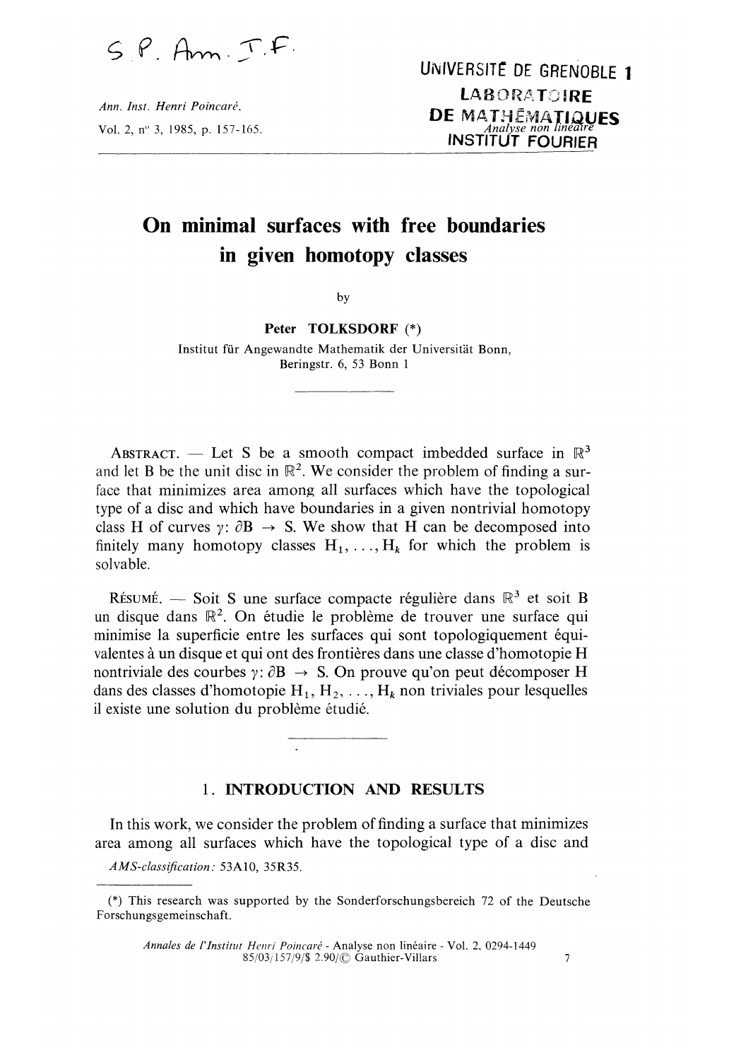S. P. Am. I.F.

UNIVERSITÉ DE GRENOBLE 1
LABORATOIRE
DE MATHÉMATIQUES
*Analyse non linéaire*
INSTITUT FOURIER

*Ann. Inst. Henri Poincaré*,

Vol. 2, n° 3, 1985, p. 157-165.

# On minimal surfaces with free boundaries in given homotopy classes

by

**Peter TOLKSDORF** (*)

Institut für Angewandte Mathematik der Universität Bonn,
Beringstr. 6, 53 Bonn 1

---

ABSTRACT. — Let S be a smooth compact imbedded surface in $\mathbb{R}^3$ and let B be the unit disc in $\mathbb{R}^2$. We consider the problem of finding a surface that minimizes area among all surfaces which have the topological type of a disc and which have boundaries in a given nontrivial homotopy class H of curves $\gamma: \partial B \rightarrow S$. We show that H can be decomposed into finitely many homotopy classes $H_1, \ldots, H_k$ for which the problem is solvable.

RÉSUMÉ. — Soit S une surface compacte régulière dans $\mathbb{R}^3$ et soit B un disque dans $\mathbb{R}^2$. On étudie le problème de trouver une surface qui minimise la superficie entre les surfaces qui sont topologiquement équivalentes à un disque et qui ont des frontières dans une classe d'homotopie H nontriviale des courbes $\gamma: \partial B \rightarrow S$. On prouve qu'on peut décomposer H dans des classes d'homotopie $H_1, H_2, \ldots, H_k$ non triviales pour lesquelles il existe une solution du problème étudié.

---

## 1. INTRODUCTION AND RESULTS

In this work, we consider the problem of finding a surface that minimizes area among all surfaces which have the topological type of a disc and

*AMS-classification*: 53A10, 35R35.

(*) This research was supported by the Sonderforschungsbereich 72 of the Deutsche Forschungsgemeinschaft.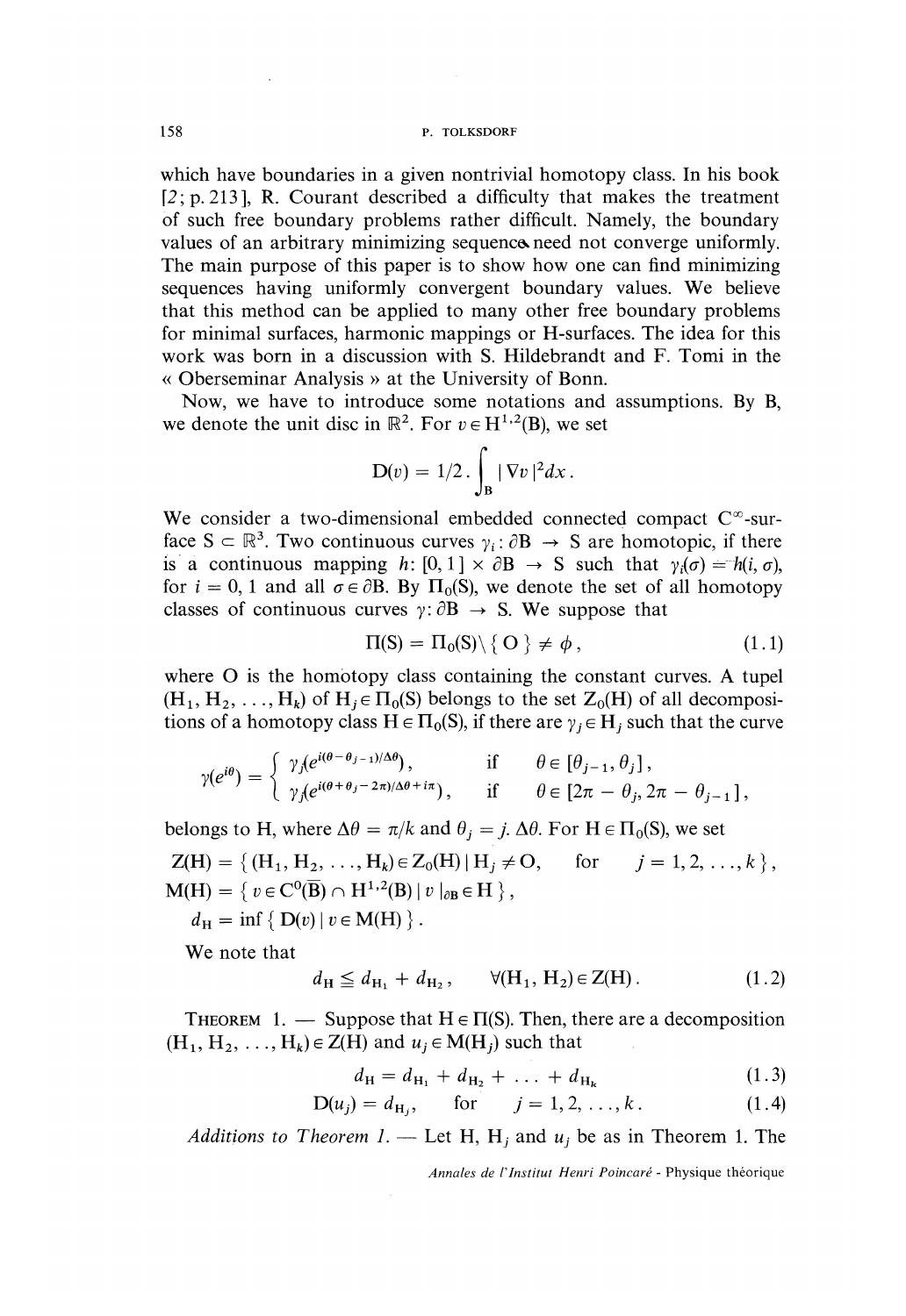which have boundaries in a given nontrivial homotopy class. In his book [2; p. 213], R. Courant described a difficulty that makes the treatment of such free boundary problems rather difficult. Namely, the boundary values of an arbitrary minimizing sequence need not converge uniformly. The main purpose of this paper is to show how one can find minimizing sequences having uniformly convergent boundary values. We believe that this method can be applied to many other free boundary problems for minimal surfaces, harmonic mappings or H-surfaces. The idea for this work was born in a discussion with S. Hildebrandt and F. Tomi in the « Oberseminar Analysis » at the University of Bonn.

Now, we have to introduce some notations and assumptions. By B, we denote the unit disc in $\mathbb{R}^2$. For $v \in H^{1,2}(B)$, we set

$$D(v) = 1/2 \,.\int_B |\nabla v|^2 dx \,.$$

We consider a two-dimensional embedded connected compact $C^\infty$-surface $S \subset \mathbb{R}^3$. Two continuous curves $\gamma_i : \partial B \to S$ are homotopic, if there is a continuous mapping $h: [0,1] \times \partial B \to S$ such that $\gamma_i(\sigma) = h(i, \sigma)$, for $i = 0, 1$ and all $\sigma \in \partial B$. By $\Pi_0(S)$, we denote the set of all homotopy classes of continuous curves $\gamma : \partial B \to S$. We suppose that

$$\Pi(S) = \Pi_0(S) \setminus \{ O \} \neq \phi \,, \tag{1.1}$$

where O is the homotopy class containing the constant curves. A tupel $(H_1, H_2, \ldots, H_k)$ of $H_j \in \Pi_0(S)$ belongs to the set $Z_0(H)$ of all decompositions of a homotopy class $H \in \Pi_0(S)$, if there are $\gamma_j \in H_j$ such that the curve

$$\gamma(e^{i\theta}) = \begin{cases} \gamma_j(e^{i(\theta - \theta_{j-1})/\Delta\theta}) \,, & \text{if} \quad \theta \in [\theta_{j-1}, \theta_j] \,, \\ \gamma_j(e^{i(\theta + \theta_j - 2\pi)/\Delta\theta + i\pi}) \,, & \text{if} \quad \theta \in [2\pi - \theta_j, 2\pi - \theta_{j-1}] \,, \end{cases}$$

belongs to H, where $\Delta\theta = \pi/k$ and $\theta_j = j.\,\Delta\theta$. For $H \in \Pi_0(S)$, we set

$$Z(H) = \{ (H_1, H_2, \ldots, H_k) \in Z_0(H) \mid H_j \neq O, \quad \text{for} \quad j = 1, 2, \ldots, k \} \,,$$

$$M(H) = \{ v \in C^0(\overline{B}) \cap H^{1,2}(B) \mid v\,|_{\partial B} \in H \} \,,$$

$$d_H = \inf \{ D(v) \mid v \in M(H) \} \,.$$

We note that

$$d_H \leqq d_{H_1} + d_{H_2} \,, \qquad \forall (H_1, H_2) \in Z(H) \,. \tag{1.2}$$

THEOREM 1. — Suppose that $H \in \Pi(S)$. Then, there are a decomposition $(H_1, H_2, \ldots, H_k) \in Z(H)$ and $u_j \in M(H_j)$ such that

$$d_H = d_{H_1} + d_{H_2} + \ldots + d_{H_k} \tag{1.3}$$

$$D(u_j) = d_{H_j} \,, \qquad \text{for} \quad j = 1, 2, \ldots, k \,. \tag{1.4}$$

*Additions to Theorem 1.* — Let H, $H_j$ and $u_j$ be as in Theorem 1. The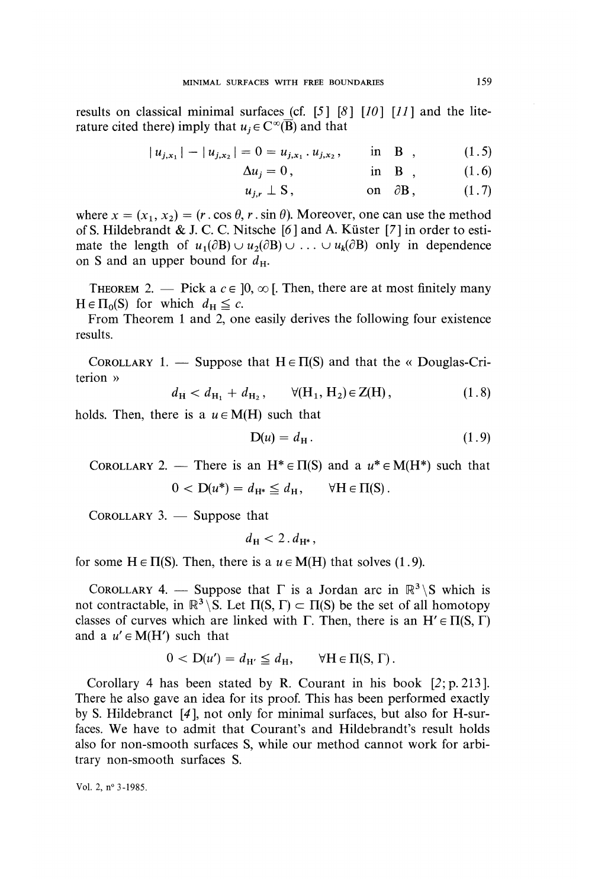results on classical minimal surfaces (cf. [5] [8] [10] [11] and the literature cited there) imply that $u_j \in C^\infty(\overline{B})$ and that

$$|u_{j,x_1}| - |u_{j,x_2}| = 0 = u_{j,x_1} \cdot u_{j,x_2}, \quad \text{in } B, \tag{1.5}$$

$$\Delta u_j = 0, \quad \text{in } B, \tag{1.6}$$

$$u_{j,r} \perp S, \quad \text{on } \partial B, \tag{1.7}$$

where $x = (x_1, x_2) = (r \cdot \cos\theta, r \cdot \sin\theta)$. Moreover, one can use the method of S. Hildebrandt & J. C. C. Nitsche [6] and A. Küster [7] in order to estimate the length of $u_1(\partial B) \cup u_2(\partial B) \cup \ldots \cup u_k(\partial B)$ only in dependence on S and an upper bound for $d_H$.

THEOREM 2. — Pick a $c \in ]0, \infty[$. Then, there are at most finitely many $H \in \Pi_0(S)$ for which $d_H \leqq c$.

From Theorem 1 and 2, one easily derives the following four existence results.

COROLLARY 1. — Suppose that $H \in \Pi(S)$ and that the « Douglas-Criterion »

$$d_H < d_{H_1} + d_{H_2}, \quad \forall (H_1, H_2) \in Z(H), \tag{1.8}$$

holds. Then, there is a $u \in M(H)$ such that

$$D(u) = d_H. \tag{1.9}$$

COROLLARY 2. — There is an $H^* \in \Pi(S)$ and a $u^* \in M(H^*)$ such that

$$0 < D(u^*) = d_{H^*} \leqq d_H, \quad \forall H \in \Pi(S).$$

COROLLARY 3. — Suppose that

$$d_H < 2 \cdot d_{H^*},$$

for some $H \in \Pi(S)$. Then, there is a $u \in M(H)$ that solves (1.9).

COROLLARY 4. — Suppose that $\Gamma$ is a Jordan arc in $\mathbb{R}^3 \setminus S$ which is not contractable, in $\mathbb{R}^3 \setminus S$. Let $\Pi(S, \Gamma) \subset \Pi(S)$ be the set of all homotopy classes of curves which are linked with $\Gamma$. Then, there is an $H' \in \Pi(S, \Gamma)$ and a $u' \in M(H')$ such that

$$0 < D(u') = d_{H'} \leqq d_H, \quad \forall H \in \Pi(S, \Gamma).$$

Corollary 4 has been stated by R. Courant in his book [2; p. 213]. There he also gave an idea for its proof. This has been performed exactly by S. Hildebranct [4], not only for minimal surfaces, but also for H-surfaces. We have to admit that Courant's and Hildebrandt's result holds also for non-smooth surfaces S, while our method cannot work for arbitrary non-smooth surfaces S.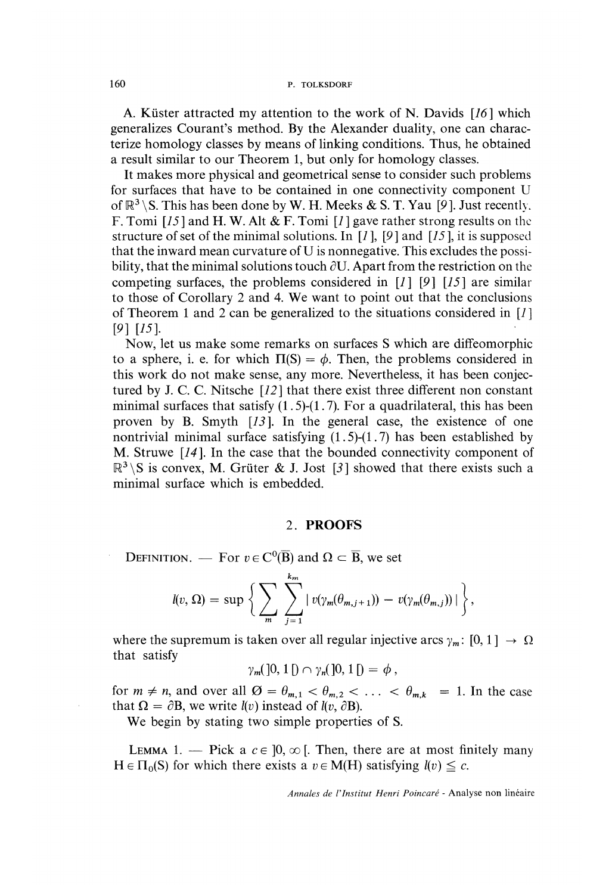A. Küster attracted my attention to the work of N. Davids [16] which generalizes Courant's method. By the Alexander duality, one can characterize homology classes by means of linking conditions. Thus, he obtained a result similar to our Theorem 1, but only for homology classes.

It makes more physical and geometrical sense to consider such problems for surfaces that have to be contained in one connectivity component U of $\mathbb{R}^3 \setminus S$. This has been done by W. H. Meeks & S. T. Yau [9]. Just recently, F. Tomi [15] and H. W. Alt & F. Tomi [1] gave rather strong results on the structure of set of the minimal solutions. In [1], [9] and [15], it is supposed that the inward mean curvature of U is nonnegative. This excludes the possibility, that the minimal solutions touch $\partial U$. Apart from the restriction on the competing surfaces, the problems considered in [1] [9] [15] are similar to those of Corollary 2 and 4. We want to point out that the conclusions of Theorem 1 and 2 can be generalized to the situations considered in [1] [9] [15].

Now, let us make some remarks on surfaces S which are diffeomorphic to a sphere, i. e. for which $\Pi(S) = \phi$. Then, the problems considered in this work do not make sense, any more. Nevertheless, it has been conjectured by J. C. C. Nitsche [12] that there exist three different non constant minimal surfaces that satisfy (1.5)-(1.7). For a quadrilateral, this has been proven by B. Smyth [13]. In the general case, the existence of one nontrivial minimal surface satisfying (1.5)-(1.7) has been established by M. Struwe [14]. In the case that the bounded connectivity component of $\mathbb{R}^3 \setminus S$ is convex, M. Grüter & J. Jost [3] showed that there exists such a minimal surface which is embedded.

## 2. PROOFS

DEFINITION. — For $v \in C^0(\overline{B})$ and $\Omega \subset \overline{B}$, we set

$$l(v, \Omega) = \sup \left\{ \sum_{m} \sum_{j=1}^{k_m} | v(\gamma_m(\theta_{m,j+1})) - v(\gamma_m(\theta_{m,j})) | \right\},$$

where the supremum is taken over all regular injective arcs $\gamma_m\colon [0, 1] \to \Omega$ that satisfy

$$\gamma_m(]0, 1[) \cap \gamma_n(]0, 1[) = \phi ,$$

for $m \neq n$, and over all $\emptyset = \theta_{m,1} < \theta_{m,2} < \ldots < \theta_{m,k} = 1$. In the case that $\Omega = \partial B$, we write $l(v)$ instead of $l(v, \partial B)$.

We begin by stating two simple properties of S.

LEMMA 1. — Pick a $c \in ]0, \infty[$. Then, there are at most finitely many $H \in \Pi_0(S)$ for which there exists a $v \in M(H)$ satisfying $l(v) \leq c$.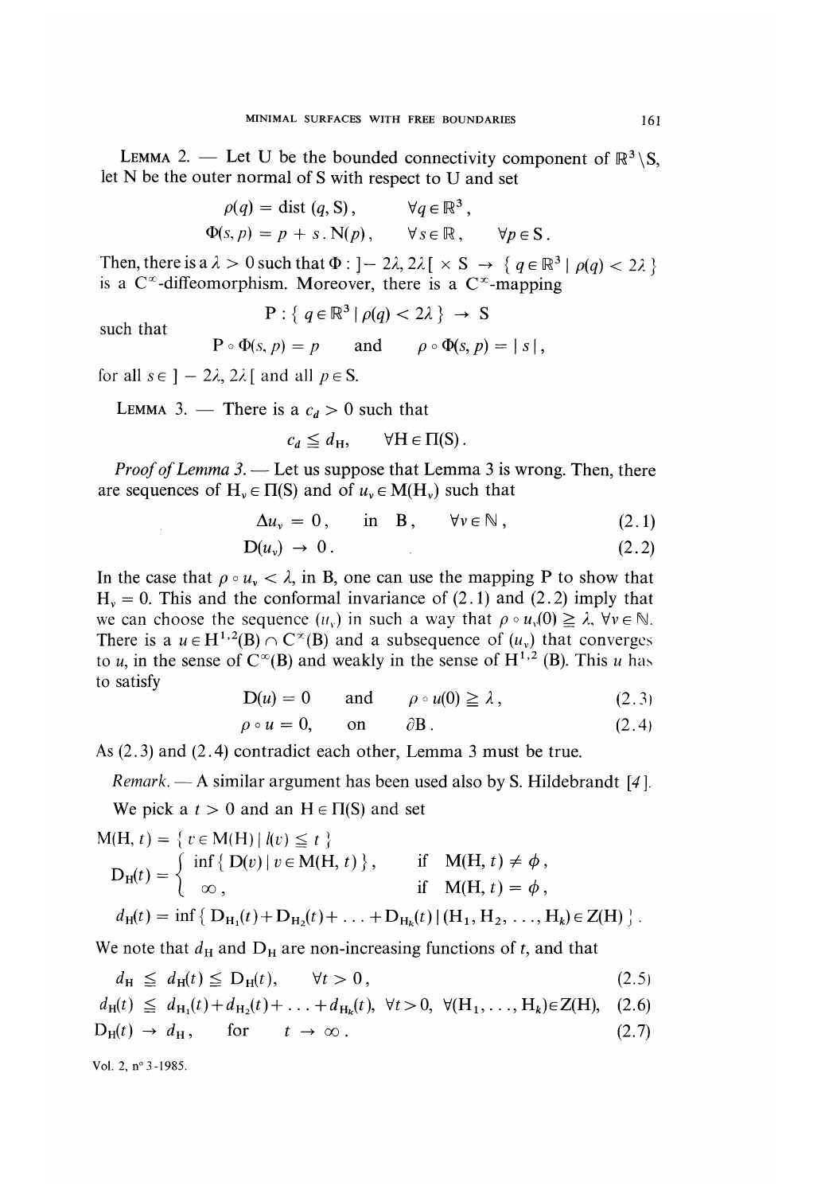**Lemma 2.** — Let U be the bounded connectivity component of $\mathbb{R}^3 \backslash S$, let N be the outer normal of S with respect to U and set

$$\rho(q) = \text{dist}(q, S), \qquad \forall q \in \mathbb{R}^3,$$
$$\Phi(s, p) = p + s \, . \, N(p), \qquad \forall s \in \mathbb{R}, \qquad \forall p \in S.$$

Then, there is a $\lambda > 0$ such that $\Phi : ]-2\lambda, 2\lambda[ \times S \to \{ q \in \mathbb{R}^3 \mid \rho(q) < 2\lambda \}$ is a $C^\infty$-diffeomorphism. Moreover, there is a $C^\infty$-mapping

$$P : \{ q \in \mathbb{R}^3 \mid \rho(q) < 2\lambda \} \to S$$

such that

$$P \circ \Phi(s, p) = p \qquad \text{and} \qquad \rho \circ \Phi(s, p) = |s|,$$

for all $s \in ]-2\lambda, 2\lambda[$ and all $p \in S$.

**Lemma 3.** — There is a $c_d > 0$ such that

$$c_d \leqq d_H, \qquad \forall H \in \Pi(S).$$

*Proof of Lemma 3.* — Let us suppose that Lemma 3 is wrong. Then, there are sequences of $H_\nu \in \Pi(S)$ and of $u_\nu \in M(H_\nu)$ such that

$$\Delta u_\nu = 0, \qquad \text{in} \quad B, \qquad \forall \nu \in \mathbb{N}, \tag{2.1}$$
$$D(u_\nu) \to 0. \tag{2.2}$$

In the case that $\rho \circ u_\nu < \lambda$, in B, one can use the mapping P to show that $H_\nu = 0$. This and the conformal invariance of (2.1) and (2.2) imply that we can choose the sequence $(u_\nu)$ in such a way that $\rho \circ u_\nu(0) \geqq \lambda$, $\forall \nu \in \mathbb{N}$. There is a $u \in H^{1,2}(B) \cap C^\infty(B)$ and a subsequence of $(u_\nu)$ that converges to $u$, in the sense of $C^\infty(B)$ and weakly in the sense of $H^{1,2}(B)$. This $u$ has to satisfy

$$D(u) = 0 \qquad \text{and} \qquad \rho \circ u(0) \geqq \lambda, \tag{2.3}$$
$$\rho \circ u = 0, \qquad \text{on} \qquad \partial B. \tag{2.4}$$

As (2.3) and (2.4) contradict each other, Lemma 3 must be true.

*Remark.* — A similar argument has been used also by S. Hildebrandt [4].

We pick a $t > 0$ and an $H \in \Pi(S)$ and set

$$M(H, t) = \{ v \in M(H) \mid l(v) \leqq t \}$$

$$D_H(t) = \begin{cases} \inf\{ D(v) \mid v \in M(H, t) \}, & \text{if} \quad M(H, t) \neq \phi, \\ \infty, & \text{if} \quad M(H, t) = \phi, \end{cases}$$

$$d_H(t) = \inf\{ D_{H_1}(t) + D_{H_2}(t) + \ldots + D_{H_k}(t) \mid (H_1, H_2, \ldots, H_k) \in Z(H) \}.$$

We note that $d_H$ and $D_H$ are non-increasing functions of $t$, and that

$$d_H \leqq d_H(t) \leqq D_H(t), \qquad \forall t > 0, \tag{2.5}$$
$$d_H(t) \leqq d_{H_1}(t) + d_{H_2}(t) + \ldots + d_{H_k}(t), \ \forall t > 0, \ \forall (H_1, \ldots, H_k) \in Z(H), \tag{2.6}$$
$$D_H(t) \to d_H, \qquad \text{for} \qquad t \to \infty. \tag{2.7}$$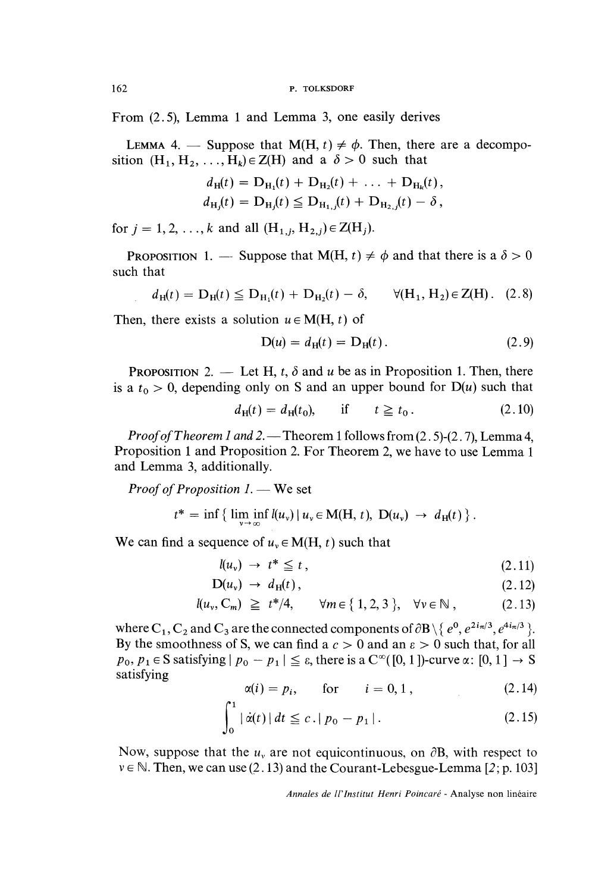From (2.5), Lemma 1 and Lemma 3, one easily derives

LEMMA 4. — Suppose that $M(H, t) \neq \phi$. Then, there are a decomposition $(H_1, H_2, \ldots, H_k) \in Z(H)$ and a $\delta > 0$ such that

$$d_H(t) = D_{H_1}(t) + D_{H_2}(t) + \ldots + D_{H_k}(t),$$

$$d_{H_j}(t) = D_{H_j}(t) \leqq D_{H_{1,j}}(t) + D_{H_{2,j}}(t) - \delta,$$

for $j = 1, 2, \ldots, k$ and all $(H_{1,j}, H_{2,j}) \in Z(H_j)$.

PROPOSITION 1. — Suppose that $M(H, t) \neq \phi$ and that there is a $\delta > 0$ such that

$$d_H(t) = D_H(t) \leqq D_{H_1}(t) + D_{H_2}(t) - \delta, \qquad \forall (H_1, H_2) \in Z(H). \quad (2.8)$$

Then, there exists a solution $u \in M(H, t)$ of

$$D(u) = d_H(t) = D_H(t). \quad (2.9)$$

PROPOSITION 2. — Let H, $t$, $\delta$ and $u$ be as in Proposition 1. Then, there is a $t_0 > 0$, depending only on S and an upper bound for $D(u)$ such that

$$d_H(t) = d_H(t_0), \qquad \text{if} \qquad t \geqq t_0. \quad (2.10)$$

*Proof of Theorem 1 and 2.* — Theorem 1 follows from (2.5)-(2.7), Lemma 4, Proposition 1 and Proposition 2. For Theorem 2, we have to use Lemma 1 and Lemma 3, additionally.

*Proof of Proposition 1.* — We set

$$t^* = \inf \{ \liminf_{v \to \infty} l(u_v) \mid u_v \in M(H, t), \ D(u_v) \to d_H(t) \}.$$

We can find a sequence of $u_v \in M(H, t)$ such that

$$l(u_v) \to t^* \leqq t, \quad (2.11)$$

$$D(u_v) \to d_H(t), \quad (2.12)$$

$$l(u_v, C_m) \geqq t^*/4, \qquad \forall m \in \{1, 2, 3\}, \quad \forall v \in \mathbb{N}, \quad (2.13)$$

where $C_1$, $C_2$ and $C_3$ are the connected components of $\partial B \setminus \{ e^0, e^{2i\pi/3}, e^{4i\pi/3} \}$. By the smoothness of S, we can find a $c > 0$ and an $\varepsilon > 0$ such that, for all $p_0, p_1 \in S$ satisfying $| p_0 - p_1 | \leqq \varepsilon$, there is a $C^\infty([0, 1])$-curve $\alpha: [0, 1] \to S$ satisfying

$$\alpha(i) = p_i, \qquad \text{for} \qquad i = 0, 1, \quad (2.14)$$

$$\int_0^1 | \dot{\alpha}(t) | \, dt \leqq c \, . \, | p_0 - p_1 | \, . \quad (2.15)$$

Now, suppose that the $u_v$ are not equicontinuous, on $\partial B$, with respect to $v \in \mathbb{N}$. Then, we can use (2.13) and the Courant-Lebesgue-Lemma [2; p. 103]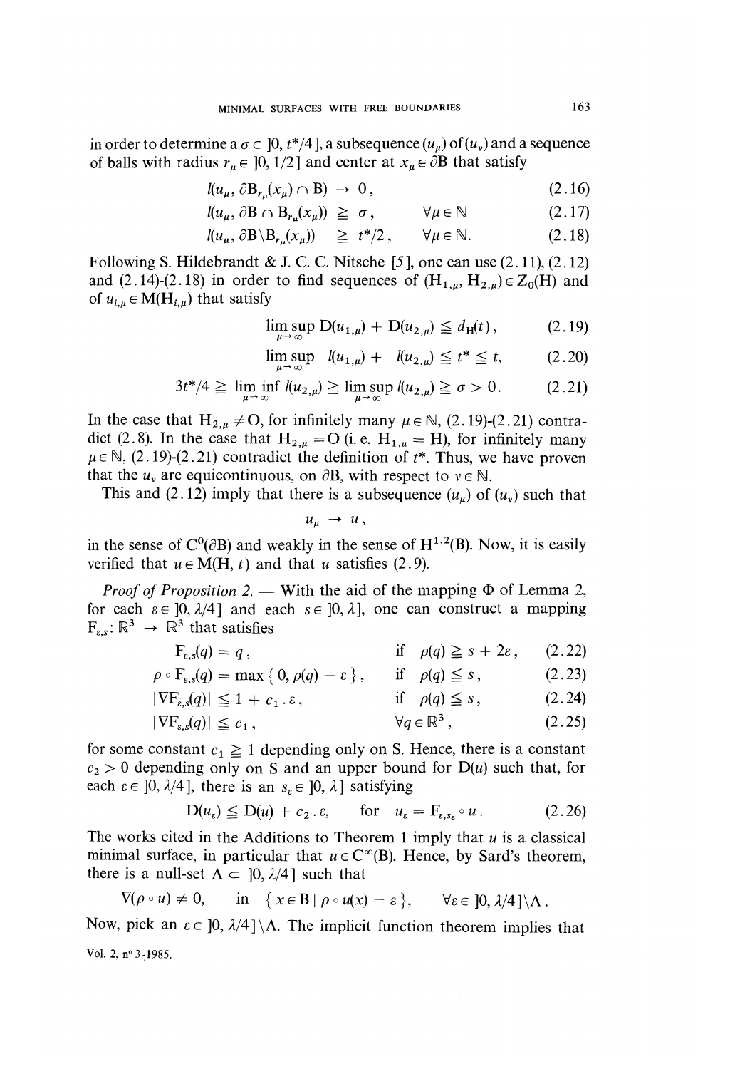in order to determine a $\sigma \in ]0, t^*/4]$, a subsequence $(u_\mu)$ of $(u_\nu)$ and a sequence of balls with radius $r_\mu \in ]0, 1/2]$ and center at $x_\mu \in \partial B$ that satisfy

$$l(u_\mu, \partial B_{r_\mu}(x_\mu) \cap B) \to 0, \tag{2.16}$$

$$l(u_\mu, \partial B \cap B_{r_\mu}(x_\mu)) \geqq \sigma, \qquad \forall \mu \in \mathbb{N} \tag{2.17}$$

$$l(u_\mu, \partial B \backslash B_{r_\mu}(x_\mu)) \geqq t^*/2, \qquad \forall \mu \in \mathbb{N}. \tag{2.18}$$

Following S. Hildebrandt & J. C. C. Nitsche [5], one can use (2.11), (2.12) and (2.14)-(2.18) in order to find sequences of $(H_{1,\mu}, H_{2,\mu}) \in Z_0(H)$ and of $u_{i,\mu} \in M(H_{i,\mu})$ that satisfy

$$\limsup_{\mu \to \infty} D(u_{1,\mu}) + D(u_{2,\mu}) \leqq d_H(t), \tag{2.19}$$

$$\limsup_{\mu \to \infty} \; l(u_{1,\mu}) + \; l(u_{2,\mu}) \leqq t^* \leqq t, \tag{2.20}$$

$$3t^*/4 \geqq \liminf_{\mu \to \infty} l(u_{2,\mu}) \geqq \limsup_{\mu \to \infty} l(u_{2,\mu}) \geqq \sigma > 0. \tag{2.21}$$

In the case that $H_{2,\mu} \neq O$, for infinitely many $\mu \in \mathbb{N}$, (2.19)-(2.21) contradict (2.8). In the case that $H_{2,\mu} = O$ (i. e. $H_{1,\mu} = H$), for infinitely many $\mu \in \mathbb{N}$, (2.19)-(2.21) contradict the definition of $t^*$. Thus, we have proven that the $u_\nu$ are equicontinuous, on $\partial B$, with respect to $\nu \in \mathbb{N}$.

This and (2.12) imply that there is a subsequence $(u_\mu)$ of $(u_\nu)$ such that

$$u_\mu \to u,$$

in the sense of $C^0(\partial B)$ and weakly in the sense of $H^{1,2}(B)$. Now, it is easily verified that $u \in M(H, t)$ and that $u$ satisfies (2.9).

*Proof of Proposition 2.* — With the aid of the mapping $\Phi$ of Lemma 2, for each $\varepsilon \in ]0, \lambda/4]$ and each $s \in ]0, \lambda]$, one can construct a mapping $F_{\varepsilon,s}: \mathbb{R}^3 \to \mathbb{R}^3$ that satisfies

$$F_{\varepsilon,s}(q) = q, \qquad \text{if} \quad \rho(q) \geqq s + 2\varepsilon, \tag{2.22}$$

$$\rho \circ F_{\varepsilon,s}(q) = \max\{0, \rho(q) - \varepsilon\}, \qquad \text{if} \quad \rho(q) \leqq s, \tag{2.23}$$

$$|\nabla F_{\varepsilon,s}(q)| \leqq 1 + c_1 . \varepsilon, \qquad \text{if} \quad \rho(q) \leqq s, \tag{2.24}$$

$$|\nabla F_{\varepsilon,s}(q)| \leqq c_1, \qquad \forall q \in \mathbb{R}^3, \tag{2.25}$$

for some constant $c_1 \geqq 1$ depending only on S. Hence, there is a constant $c_2 > 0$ depending only on S and an upper bound for $D(u)$ such that, for each $\varepsilon \in ]0, \lambda/4]$, there is an $s_\varepsilon \in ]0, \lambda]$ satisfying

$$D(u_\varepsilon) \leqq D(u) + c_2 . \varepsilon, \qquad \text{for} \quad u_\varepsilon = F_{\varepsilon, s_\varepsilon} \circ u. \tag{2.26}$$

The works cited in the Additions to Theorem 1 imply that $u$ is a classical minimal surface, in particular that $u \in C^\infty(B)$. Hence, by Sard's theorem, there is a null-set $\Lambda \subset ]0, \lambda/4]$ such that

$$\nabla(\rho \circ u) \neq 0, \qquad \text{in} \quad \{x \in B \mid \rho \circ u(x) = \varepsilon\}, \qquad \forall \varepsilon \in ]0, \lambda/4] \backslash \Lambda.$$

Now, pick an $\varepsilon \in ]0, \lambda/4] \backslash \Lambda$. The implicit function theorem implies that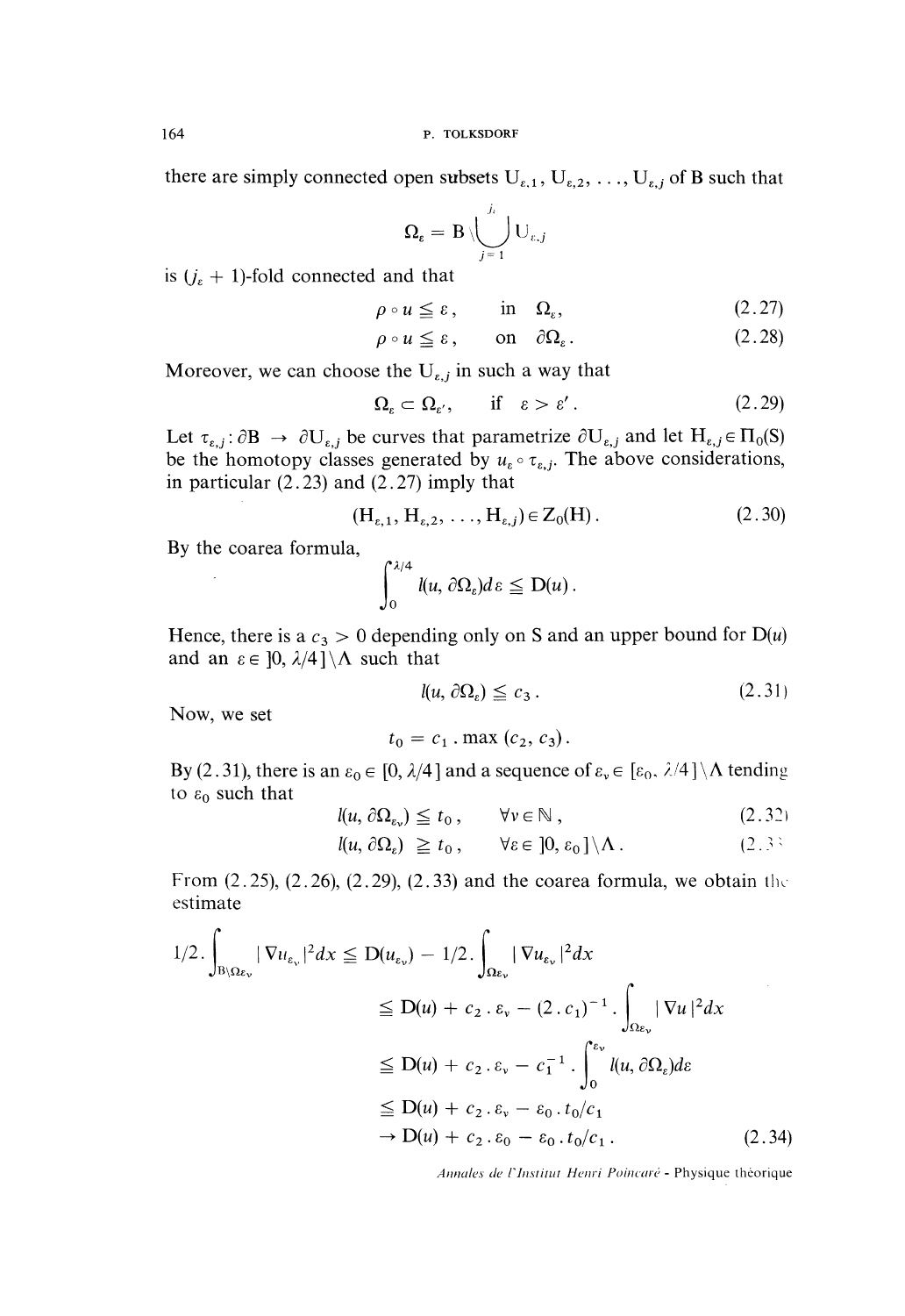there are simply connected open subsets $U_{\varepsilon,1}, U_{\varepsilon,2}, \ldots, U_{\varepsilon,j}$ of B such that

$$\Omega_\varepsilon = B \setminus \bigcup_{j=1}^{j_\varepsilon} U_{\varepsilon,j}$$

is $(j_\varepsilon + 1)$-fold connected and that

$$\rho \circ u \leqq \varepsilon, \quad \text{in} \quad \Omega_\varepsilon, \tag{2.27}$$

$$\rho \circ u \leqq \varepsilon, \quad \text{on} \quad \partial\Omega_\varepsilon. \tag{2.28}$$

Moreover, we can choose the $U_{\varepsilon,j}$ in such a way that

$$\Omega_\varepsilon \subset \Omega_{\varepsilon'}, \quad \text{if} \quad \varepsilon > \varepsilon'. \tag{2.29}$$

Let $\tau_{\varepsilon,j} : \partial B \to \partial U_{\varepsilon,j}$ be curves that parametrize $\partial U_{\varepsilon,j}$ and let $H_{\varepsilon,j} \in \Pi_0(S)$ be the homotopy classes generated by $u_\varepsilon \circ \tau_{\varepsilon,j}$. The above considerations, in particular (2.23) and (2.27) imply that

$$(H_{\varepsilon,1}, H_{\varepsilon,2}, \ldots, H_{\varepsilon,j}) \in Z_0(H). \tag{2.30}$$

By the coarea formula,

$$\int_0^{\lambda/4} l(u, \partial\Omega_\varepsilon) d\varepsilon \leqq D(u).$$

Hence, there is a $c_3 > 0$ depending only on S and an upper bound for $D(u)$ and an $\varepsilon \in ]0, \lambda/4] \setminus \Lambda$ such that

$$l(u, \partial\Omega_\varepsilon) \leqq c_3. \tag{2.31}$$

Now, we set

$$t_0 = c_1 \cdot \max(c_2, c_3).$$

By (2.31), there is an $\varepsilon_0 \in [0, \lambda/4]$ and a sequence of $\varepsilon_\nu \in [\varepsilon_0, \lambda/4] \setminus \Lambda$ tending to $\varepsilon_0$ such that

$$l(u, \partial\Omega_{\varepsilon_\nu}) \leqq t_0, \quad \forall \nu \in \mathbb{N}, \tag{2.32}$$

$$l(u, \partial\Omega_\varepsilon) \geqq t_0, \quad \forall \varepsilon \in ]0, \varepsilon_0] \setminus \Lambda. \tag{2.33}$$

From (2.25), (2.26), (2.29), (2.33) and the coarea formula, we obtain the estimate

$$\begin{aligned}
1/2 \cdot \int_{B \setminus \Omega_{\varepsilon_\nu}} |\nabla u_{\varepsilon_\nu}|^2 dx &\leqq D(u_{\varepsilon_\nu}) - 1/2 \cdot \int_{\Omega_{\varepsilon_\nu}} |\nabla u_{\varepsilon_\nu}|^2 dx \\
&\leqq D(u) + c_2 \cdot \varepsilon_\nu - (2 \cdot c_1)^{-1} \cdot \int_{\Omega_{\varepsilon_\nu}} |\nabla u|^2 dx \\
&\leqq D(u) + c_2 \cdot \varepsilon_\nu - c_1^{-1} \cdot \int_0^{\varepsilon_\nu} l(u, \partial\Omega_\varepsilon) d\varepsilon \\
&\leqq D(u) + c_2 \cdot \varepsilon_\nu - \varepsilon_0 \cdot t_0/c_1 \\
&\to D(u) + c_2 \cdot \varepsilon_0 - \varepsilon_0 \cdot t_0/c_1.
\end{aligned} \tag{2.34}$$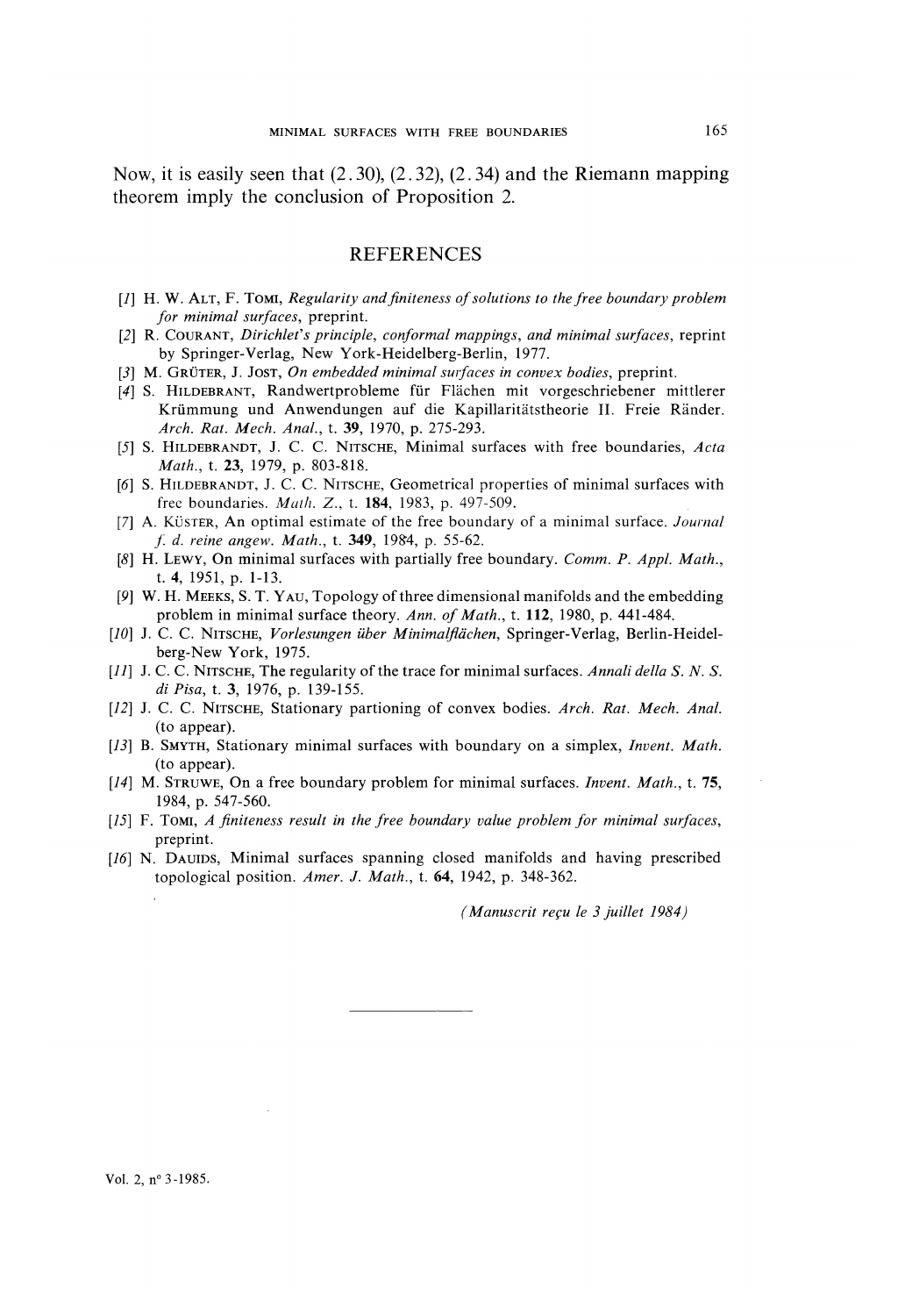Now, it is easily seen that (2.30), (2.32), (2.34) and the Riemann mapping theorem imply the conclusion of Proposition 2.

## REFERENCES

[1] H. W. ALT, F. TOMI, *Regularity and finiteness of solutions to the free boundary problem for minimal surfaces*, preprint.

[2] R. COURANT, *Dirichlet's principle, conformal mappings, and minimal surfaces*, reprint by Springer-Verlag, New York-Heidelberg-Berlin, 1977.

[3] M. GRÜTER, J. JOST, *On embedded minimal surfaces in convex bodies*, preprint.

[4] S. HILDEBRANT, Randwertprobleme für Flächen mit vorgeschriebener mittlerer Krümmung und Anwendungen auf die Kapillaritätstheorie II. Freie Ränder. *Arch. Rat. Mech. Anal.*, t. **39**, 1970, p. 275-293.

[5] S. HILDEBRANDT, J. C. C. NITSCHE, Minimal surfaces with free boundaries, *Acta Math.*, t. **23**, 1979, p. 803-818.

[6] S. HILDEBRANDT, J. C. C. NITSCHE, Geometrical properties of minimal surfaces with free boundaries. *Math. Z.*, t. **184**, 1983, p. 497-509.

[7] A. KÜSTER, An optimal estimate of the free boundary of a minimal surface. *Journal f. d. reine angew. Math.*, t. **349**, 1984, p. 55-62.

[8] H. LEWY, On minimal surfaces with partially free boundary. *Comm. P. Appl. Math.*, t. **4**, 1951, p. 1-13.

[9] W. H. MEEKS, S. T. YAU, Topology of three dimensional manifolds and the embedding problem in minimal surface theory. *Ann. of Math.*, t. **112**, 1980, p. 441-484.

[10] J. C. C. NITSCHE, *Vorlesungen über Minimalflächen*, Springer-Verlag, Berlin-Heidelberg-New York, 1975.

[11] J. C. C. NITSCHE, The regularity of the trace for minimal surfaces. *Annali della S. N. S. di Pisa*, t. **3**, 1976, p. 139-155.

[12] J. C. C. NITSCHE, Stationary partioning of convex bodies. *Arch. Rat. Mech. Anal.* (to appear).

[13] B. SMYTH, Stationary minimal surfaces with boundary on a simplex, *Invent. Math.* (to appear).

[14] M. STRUWE, On a free boundary problem for minimal surfaces. *Invent. Math.*, t. **75**, 1984, p. 547-560.

[15] F. TOMI, *A finiteness result in the free boundary value problem for minimal surfaces*, preprint.

[16] N. DAUIDS, Minimal surfaces spanning closed manifolds and having prescribed topological position. *Amer. J. Math.*, t. **64**, 1942, p. 348-362.

*(Manuscrit reçu le 3 juillet 1984)*